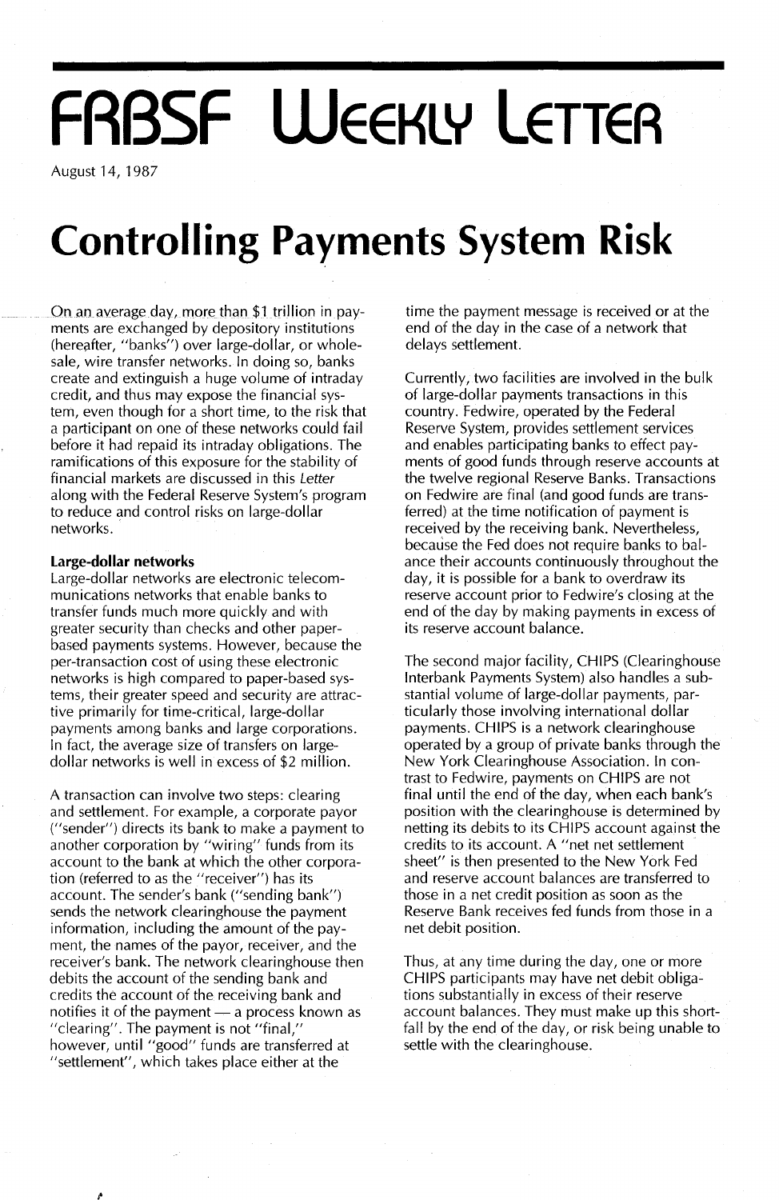# FRBSF Weekly Letter

August 14, 1987

# Controlling Payments System Risk

On an average day, more than $1 trillion in payments are exchanged by depository institutions (hereafter, "banks") over large-dollar, or wholesale, wire transfer networks. In doing so, banks create and extinguish a huge volume of intraday credit, and thus may expose the financial system, even though for a short time, to the risk that a participant on one of these networks could fail before it had repaid its intraday obligations. The ramifications of this exposure for the stability of financial markets are discussed in this *Letter* along with the Federal Reserve System's program to reduce and control risks on large-dollar networks.

**Large-dollar networks**

Large-dollar networks are electronic telecommunications networks that enable banks to transfer funds much more quickly and with greater security than checks and other paper-based payments systems. However, because the per-transaction cost of using these electronic networks is high compared to paper-based systems, their greater speed and security are attractive primarily for time-critical, large-dollar payments among banks and large corporations. In fact, the average size of transfers on large-dollar networks is well in excess of $2 million.

A transaction can involve two steps: clearing and settlement. For example, a corporate payor ("sender") directs its bank to make a payment to another corporation by "wiring" funds from its account to the bank at which the other corporation (referred to as the "receiver") has its account. The sender's bank ("sending bank") sends the network clearinghouse the payment information, including the amount of the payment, the names of the payor, receiver, and the receiver's bank. The network clearinghouse then debits the account of the sending bank and credits the account of the receiving bank and notifies it of the payment — a process known as "clearing". The payment is not "final," however, until "good" funds are transferred at "settlement", which takes place either at the time the payment message is received or at the end of the day in the case of a network that delays settlement.

Currently, two facilities are involved in the bulk of large-dollar payments transactions in this country. Fedwire, operated by the Federal Reserve System, provides settlement services and enables participating banks to effect payments of good funds through reserve accounts at the twelve regional Reserve Banks. Transactions on Fedwire are final (and good funds are transferred) at the time notification of payment is received by the receiving bank. Nevertheless, because the Fed does not require banks to balance their accounts continuously throughout the day, it is possible for a bank to overdraw its reserve account prior to Fedwire's closing at the end of the day by making payments in excess of its reserve account balance.

The second major facility, CHIPS (Clearinghouse Interbank Payments System) also handles a substantial volume of large-dollar payments, particularly those involving international dollar payments. CHIPS is a network clearinghouse operated by a group of private banks through the New York Clearinghouse Association. In contrast to Fedwire, payments on CHIPS are not final until the end of the day, when each bank's position with the clearinghouse is determined by netting its debits to its CHIPS account against the credits to its account. A "net net settlement sheet" is then presented to the New York Fed and reserve account balances are transferred to those in a net credit position as soon as the Reserve Bank receives fed funds from those in a net debit position.

Thus, at any time during the day, one or more CHIPS participants may have net debit obligations substantially in excess of their reserve account balances. They must make up this shortfall by the end of the day, or risk being unable to settle with the clearinghouse.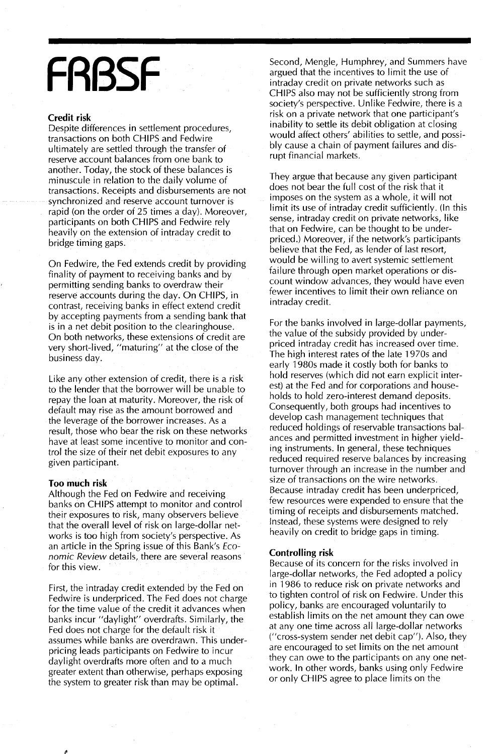### Credit risk

Despite differences in settlement procedures, transactions on both CHIPS and Fedwire ultimately are settled through the transfer of reserve account balances from one bank to another. Today, the stock of these balances is minuscule in relation to the daily volume of transactions. Receipts and disbursements are not synchronized and reserve account turnover is rapid (on the order of 25 times a day). Moreover, participants on both CHIPS and Fedwire rely heavily on the extension of intraday credit to bridge timing gaps.

On Fedwire, the Fed extends credit by providing finality of payment to receiving banks and by permitting sending banks to overdraw their reserve accounts during the day. On CHIPS, in contrast, receiving banks in effect extend credit by accepting payments from a sending bank that is in a net debit position to the clearinghouse. On both networks, these extensions of credit are very short-lived, "maturing" at the close of the business day.

Like any other extension of credit, there is a risk to the lender that the borrower will be unable to repay the loan at maturity. Moreover, the risk of default may rise as the amount borrowed and the leverage of the borrower increases. As a result, those who bear the risk on these networks have at least some incentive to monitor and control the size of their net debit exposures to any given participant.

### Too much risk

Although the Fed on Fedwire and receiving banks on CHIPS attempt to monitor and control their exposures to risk, many observers believe that the overall level of risk on large-dollar networks is too high from society's perspective. As an article in the Spring issue of this Bank's *Economic Review* details, there are several reasons for this view.

First, the intraday credit extended by the Fed on Fedwire is underpriced. The Fed does not charge for the time value of the credit it advances when banks incur "daylight" overdrafts. Similarly, the Fed does not charge for the default risk it assumes while banks are overdrawn. This underpricing leads participants on Fedwire to incur daylight overdrafts more often and to a much greater extent than otherwise, perhaps exposing the system to greater risk than may be optimal.

Second, Mengle, Humphrey, and Summers have argued that the incentives to limit the use of intraday credit on private networks such as CHIPS also may not be sufficiently strong from society's perspective. Unlike Fedwire, there is a risk on a private network that one participant's inability to settle its debit obligation at closing would affect others' abilities to settle, and possibly cause a chain of payment failures and disrupt financial markets.

They argue that because any given participant does not bear the full cost of the risk that it imposes on the system as a whole, it will not limit its use of intraday credit sufficiently. (In this sense, intraday credit on private networks, like that on Fedwire, can be thought to be underpriced.) Moreover, if the network's participants believe that the Fed, as lender of last resort, would be willing to avert systemic settlement failure through open market operations or discount window advances, they would have even fewer incentives to limit their own reliance on intraday credit.

For the banks involved in large-dollar payments, the value of the subsidy provided by underpriced intraday credit has increased over time. The high interest rates of the late 1970s and early 1980s made it costly both for banks to hold reserves (which did not earn explicit interest) at the Fed and for corporations and households to hold zero-interest demand deposits. Consequently, both groups had incentives to develop cash management techniques that reduced holdings of reservable transactions balances and permitted investment in higher yielding instruments. In general, these techniques reduced required reserve balances by increasing turnover through an increase in the number and size of transactions on the wire networks. Because intraday credit has been underpriced, few resources were expended to ensure that the timing of receipts and disbursements matched. Instead, these systems were designed to rely heavily on credit to bridge gaps in timing.

### Controlling risk

Because of its concern for the risks involved in large-dollar networks, the Fed adopted a policy in 1986 to reduce risk on private networks and to tighten control of risk on Fedwire. Under this policy, banks are encouraged voluntarily to establish limits on the net amount they can owe at any one time across all large-dollar networks ("cross-system sender net debit cap"). Also, they are encouraged to set limits on the net amount they can owe to the participants on any one network. In other words, banks using only Fedwire or only CHIPS agree to place limits on the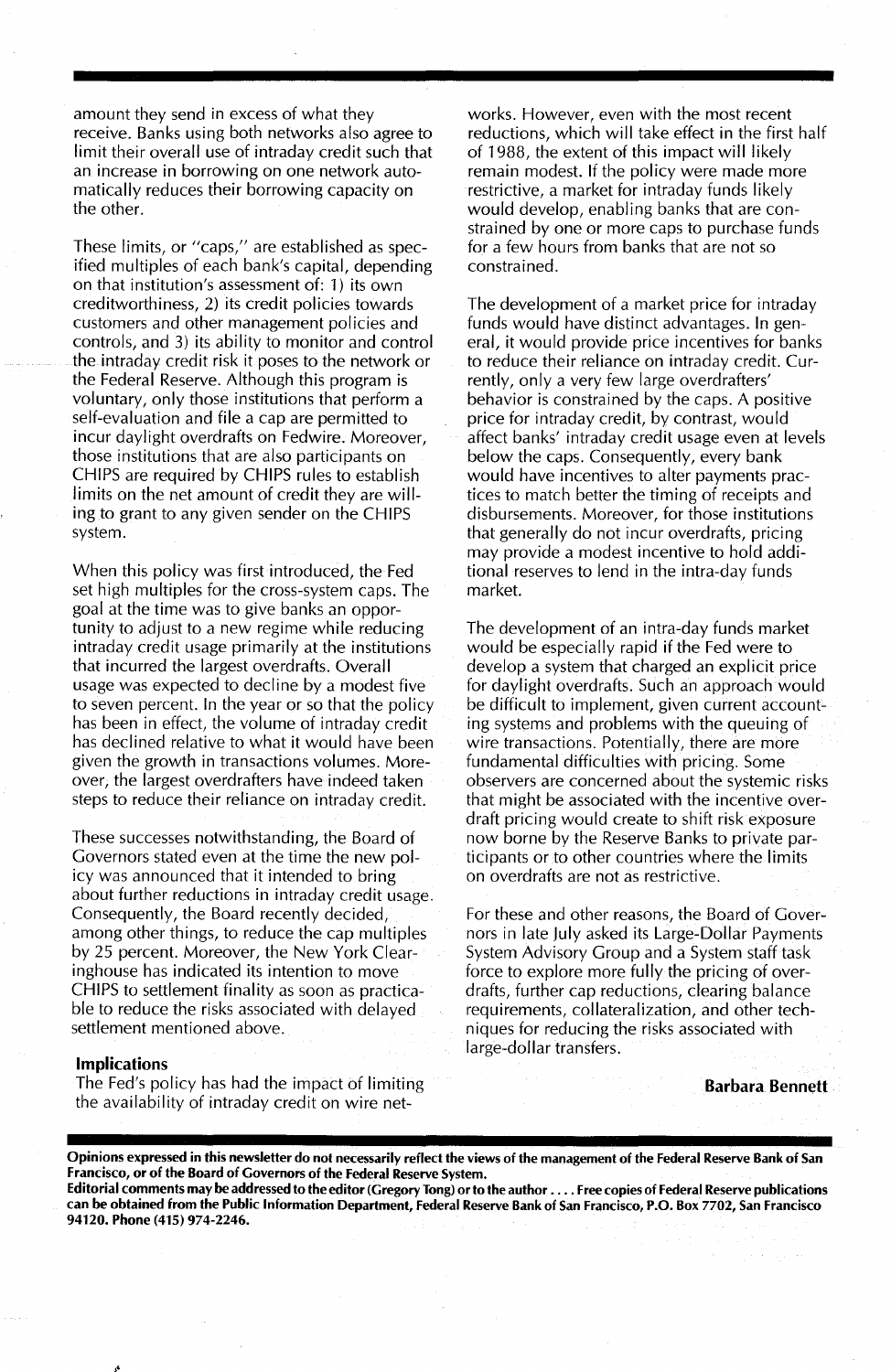amount they send in excess of what they receive. Banks using both networks also agree to limit their overall use of intraday credit such that an increase in borrowing on one network automatically reduces their borrowing capacity on the other.

These limits, or "caps," are established as specified multiples of each bank's capital, depending on that institution's assessment of: 1) its own creditworthiness, 2) its credit policies towards customers and other management policies and controls, and 3) its ability to monitor and control the intraday credit risk it poses to the network or the Federal Reserve. Although this program is voluntary, only those institutions that perform a self-evaluation and file a cap are permitted to incur daylight overdrafts on Fedwire. Moreover, those institutions that are also participants on CHIPS are required by CHIPS rules to establish limits on the net amount of credit they are willing to grant to any given sender on the CHIPS system.

When this policy was first introduced, the Fed set high multiples for the cross-system caps. The goal at the time was to give banks an opportunity to adjust to a new regime while reducing intraday credit usage primarily at the institutions that incurred the largest overdrafts. Overall usage was expected to decline by a modest five to seven percent. In the year or so that the policy has been in effect, the volume of intraday credit has declined relative to what it would have been given the growth in transactions volumes. Moreover, the largest overdrafters have indeed taken steps to reduce their reliance on intraday credit.

These successes notwithstanding, the Board of Governors stated even at the time the new policy was announced that it intended to bring about further reductions in intraday credit usage. Consequently, the Board recently decided, among other things, to reduce the cap multiples by 25 percent. Moreover, the New York Clearinghouse has indicated its intention to move CHIPS to settlement finality as soon as practicable to reduce the risks associated with delayed settlement mentioned above.

### Implications

The Fed's policy has had the impact of limiting the availability of intraday credit on wire networks. However, even with the most recent reductions, which will take effect in the first half of 1988, the extent of this impact will likely remain modest. If the policy were made more restrictive, a market for intraday funds likely would develop, enabling banks that are constrained by one or more caps to purchase funds for a few hours from banks that are not so constrained.

The development of a market price for intraday funds would have distinct advantages. In general, it would provide price incentives for banks to reduce their reliance on intraday credit. Currently, only a very few large overdrafters' behavior is constrained by the caps. A positive price for intraday credit, by contrast, would affect banks' intraday credit usage even at levels below the caps. Consequently, every bank would have incentives to alter payments practices to match better the timing of receipts and disbursements. Moreover, for those institutions that generally do not incur overdrafts, pricing may provide a modest incentive to hold additional reserves to lend in the intra-day funds market.

The development of an intra-day funds market would be especially rapid if the Fed were to develop a system that charged an explicit price for daylight overdrafts. Such an approach would be difficult to implement, given current accounting systems and problems with the queuing of wire transactions. Potentially, there are more fundamental difficulties with pricing. Some observers are concerned about the systemic risks that might be associated with the incentive overdraft pricing would create to shift risk exposure now borne by the Reserve Banks to private participants or to other countries where the limits on overdrafts are not as restrictive.

For these and other reasons, the Board of Governors in late July asked its Large-Dollar Payments System Advisory Group and a System staff task force to explore more fully the pricing of overdrafts, further cap reductions, clearing balance requirements, collateralization, and other techniques for reducing the risks associated with large-dollar transfers.

**Barbara Bennett**

---

**Opinions expressed in this newsletter do not necessarily reflect the views of the management of the Federal Reserve Bank of San Francisco, or of the Board of Governors of the Federal Reserve System.**

**Editorial comments may be addressed to the editor (Gregory Tong) or to the author . . . . Free copies of Federal Reserve publications can be obtained from the Public Information Department, Federal Reserve Bank of San Francisco, P.O. Box 7702, San Francisco 94120. Phone (415) 974-2246.**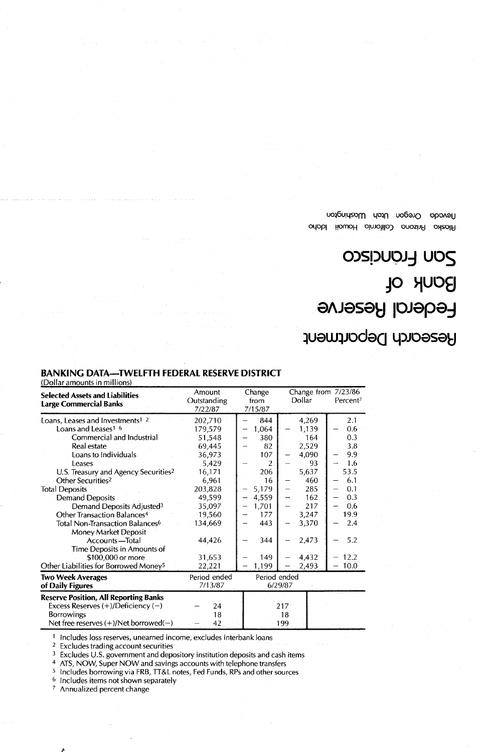Research Department

Federal Reserve

Bank of

San Francisco

Alaska Arizona California Hawaii Idaho

Nevada Oregon Utah Washington

## BANKING DATA—TWELFTH FEDERAL RESERVE DISTRICT

(Dollar amounts in millions)

| Selected Assets and Liabilities Large Commercial Banks | Amount Outstanding 7/22/87 | Change from 7/15/87 | Change from 7/23/86 Dollar | Percent[7] |
|---|---|---|---|---|
| Loans, Leases and Investments[1] [2] | 202,710 | – 844 | 4,269 | 2.1 |
| Loans and Leases[1] [6] | 179,579 | – 1,064 | – 1,139 | – 0.6 |
| Commercial and Industrial | 51,548 | – 380 | 164 | 0.3 |
| Real estate | 69,445 | – 82 | 2,529 | 3.8 |
| Loans to Individuals | 36,973 | 107 | – 4,090 | – 9.9 |
| Leases | 5,429 | – 2 | – 93 | – 1.6 |
| U.S. Treasury and Agency Securities[2] | 16,171 | 206 | 5,637 | 53.5 |
| Other Securities[2] | 6,961 | 16 | – 460 | – 6.1 |
| Total Deposits | 203,828 | – 5,179 | – 285 | – 0.1 |
| Demand Deposits | 49,599 | – 4,559 | – 162 | – 0.3 |
| Demand Deposits Adjusted[3] | 35,097 | – 1,701 | – 217 | – 0.6 |
| Other Transaction Balances[4] | 19,560 | – 177 | 3,247 | 19.9 |
| Total Non-Transaction Balances[6] | 134,669 | – 443 | – 3,370 | – 2.4 |
| Money Market Deposit Accounts—Total | 44,426 | – 344 | – 2,473 | – 5.2 |
| Time Deposits in Amounts of $100,000 or more | 31,653 | – 149 | – 4,432 | – 12.2 |
| Other Liabilities for Borrowed Money[5] | 22,221 | – 1,199 | – 2,493 | – 10.0 |

| Two Week Averages of Daily Figures | Period ended 7/13/87 | Period ended 6/29/87 |
|---|---|---|
| **Reserve Position, All Reporting Banks** | | |
| Excess Reserves (+)/Deficiency (–) | – 24 | 217 |
| Borrowings | 18 | 18 |
| Net free reserves (+)/Net borrowed(–) | – 42 | 199 |

[1] Includes loss reserves, unearned income, excludes interbank loans
[2] Excludes trading account securities
[3] Excludes U.S. government and depository institution deposits and cash items
[4] ATS, NOW, Super NOW and savings accounts with telephone transfers
[5] Includes borrowing via FRB, TT&L notes, Fed Funds, RPs and other sources
[6] Includes items not shown separately
[7] Annualized percent change